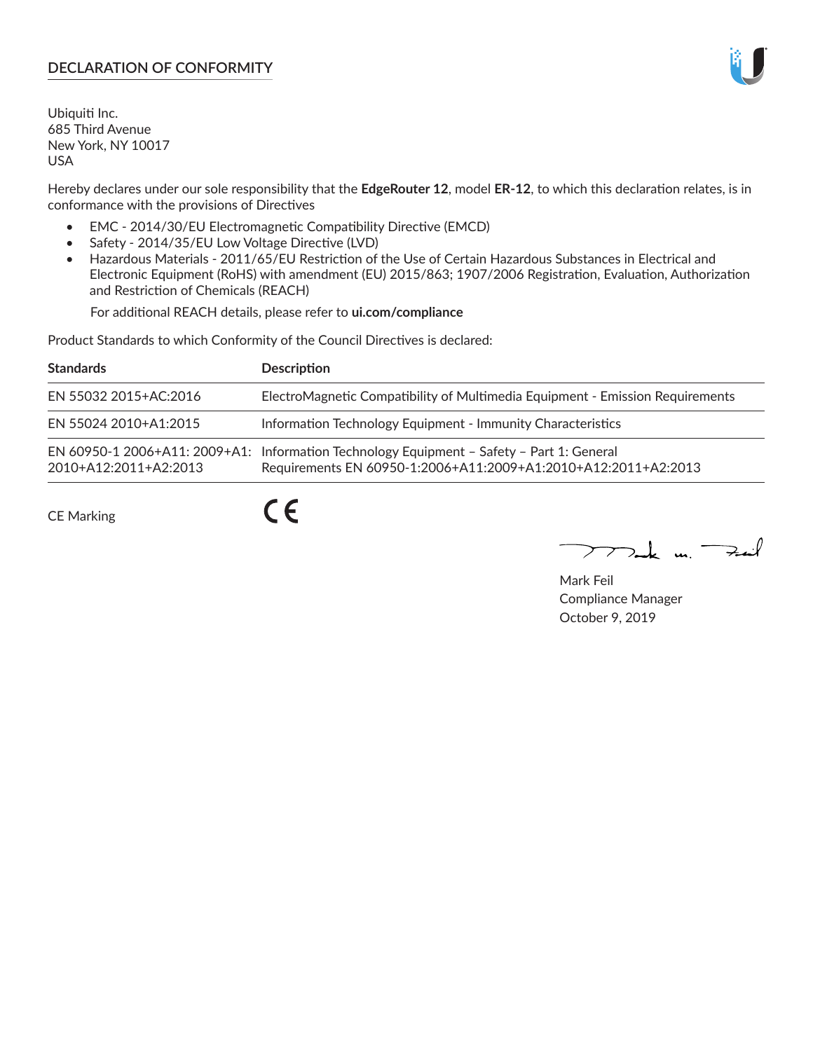# DECLARATION OF CONFORMITY

Ubiquiti Inc.
685 Third Avenue
New York, NY 10017
USA

Hereby declares under our sole responsibility that the **EdgeRouter 12**, model **ER-12**, to which this declaration relates, is in conformance with the provisions of Directives

- EMC - 2014/30/EU Electromagnetic Compatibility Directive (EMCD)
- Safety - 2014/35/EU Low Voltage Directive (LVD)
- Hazardous Materials - 2011/65/EU Restriction of the Use of Certain Hazardous Substances in Electrical and Electronic Equipment (RoHS) with amendment (EU) 2015/863; 1907/2006 Registration, Evaluation, Authorization and Restriction of Chemicals (REACH)

  For additional REACH details, please refer to **ui.com/compliance**

Product Standards to which Conformity of the Council Directives is declared:

| Standards | Description |
| --- | --- |
| EN 55032 2015+AC:2016 | ElectroMagnetic Compatibility of Multimedia Equipment - Emission Requirements |
| EN 55024 2010+A1:2015 | Information Technology Equipment - Immunity Characteristics |
| EN 60950-1 2006+A11: 2009+A1: 2010+A12:2011+A2:2013 | Information Technology Equipment – Safety – Part 1: General Requirements EN 60950-1:2006+A11:2009+A1:2010+A12:2011+A2:2013 |

CE Marking CE

Mark Feil
Compliance Manager
October 9, 2019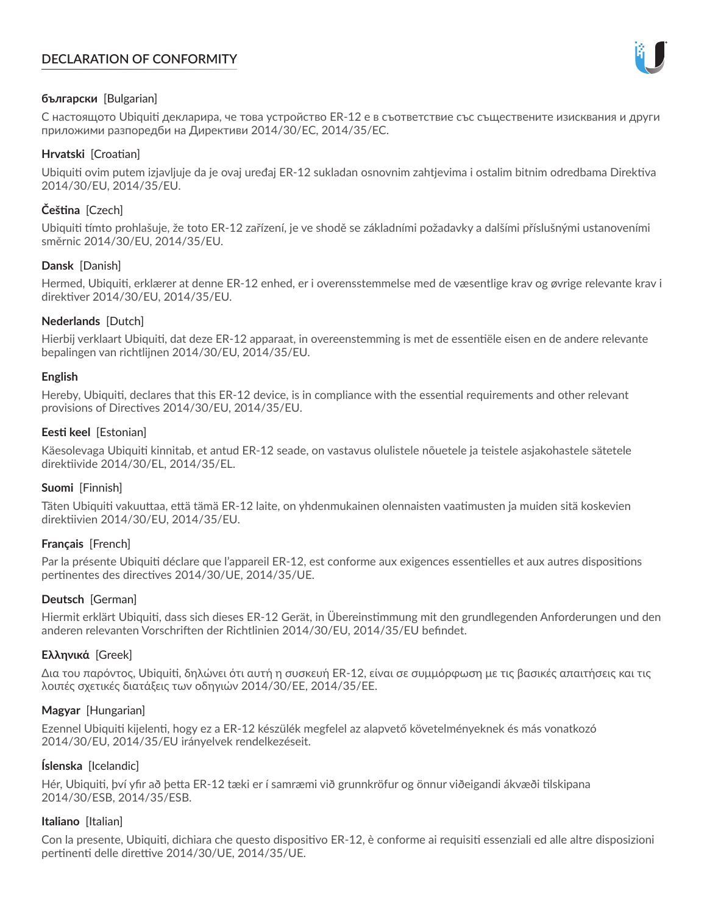# DECLARATION OF CONFORMITY

**български** [Bulgarian]

С настоящото Ubiquiti декларира, че това устройство ER-12 е в съответствие със съществените изисквания и други приложими разпоредби на Директиви 2014/30/ЕС, 2014/35/ЕС.

**Hrvatski** [Croatian]

Ubiquiti ovim putem izjavljuje da je ovaj uređaj ER-12 sukladan osnovnim zahtjevima i ostalim bitnim odredbama Direktiva 2014/30/EU, 2014/35/EU.

**Čeština** [Czech]

Ubiquiti tímto prohlašuje, že toto ER-12 zařízení, je ve shodě se základními požadavky a dalšími příslušnými ustanoveními směrnic 2014/30/EU, 2014/35/EU.

**Dansk** [Danish]

Hermed, Ubiquiti, erklærer at denne ER-12 enhed, er i overensstemmelse med de væsentlige krav og øvrige relevante krav i direktiver 2014/30/EU, 2014/35/EU.

**Nederlands** [Dutch]

Hierbij verklaart Ubiquiti, dat deze ER-12 apparaat, in overeenstemming is met de essentiële eisen en de andere relevante bepalingen van richtlijnen 2014/30/EU, 2014/35/EU.

**English**

Hereby, Ubiquiti, declares that this ER-12 device, is in compliance with the essential requirements and other relevant provisions of Directives 2014/30/EU, 2014/35/EU.

**Eesti keel** [Estonian]

Käesolevaga Ubiquiti kinnitab, et antud ER-12 seade, on vastavus olulistele nõuetele ja teistele asjakohastele sätetele direktiivide 2014/30/EL, 2014/35/EL.

**Suomi** [Finnish]

Täten Ubiquiti vakuuttaa, että tämä ER-12 laite, on yhdenmukainen olennaisten vaatimusten ja muiden sitä koskevien direktiivien 2014/30/EU, 2014/35/EU.

**Français** [French]

Par la présente Ubiquiti déclare que l'appareil ER-12, est conforme aux exigences essentielles et aux autres dispositions pertinentes des directives 2014/30/UE, 2014/35/UE.

**Deutsch** [German]

Hiermit erklärt Ubiquiti, dass sich dieses ER-12 Gerät, in Übereinstimmung mit den grundlegenden Anforderungen und den anderen relevanten Vorschriften der Richtlinien 2014/30/EU, 2014/35/EU befindet.

**Ελληνικά** [Greek]

Δια του παρόντος, Ubiquiti, δηλώνει ότι αυτή η συσκευή ER-12, είναι σε συμμόρφωση με τις βασικές απαιτήσεις και τις λοιπές σχετικές διατάξεις των οδηγιών 2014/30/EE, 2014/35/EE.

**Magyar** [Hungarian]

Ezennel Ubiquiti kijelenti, hogy ez a ER-12 készülék megfelel az alapvető követelményeknek és más vonatkozó 2014/30/EU, 2014/35/EU irányelvek rendelkezéseit.

**Íslenska** [Icelandic]

Hér, Ubiquiti, því yfir að þetta ER-12 tæki er í samræmi við grunnkröfur og önnur viðeigandi ákvæði tilskipana 2014/30/ESB, 2014/35/ESB.

**Italiano** [Italian]

Con la presente, Ubiquiti, dichiara che questo dispositivo ER-12, è conforme ai requisiti essenziali ed alle altre disposizioni pertinenti delle direttive 2014/30/UE, 2014/35/UE.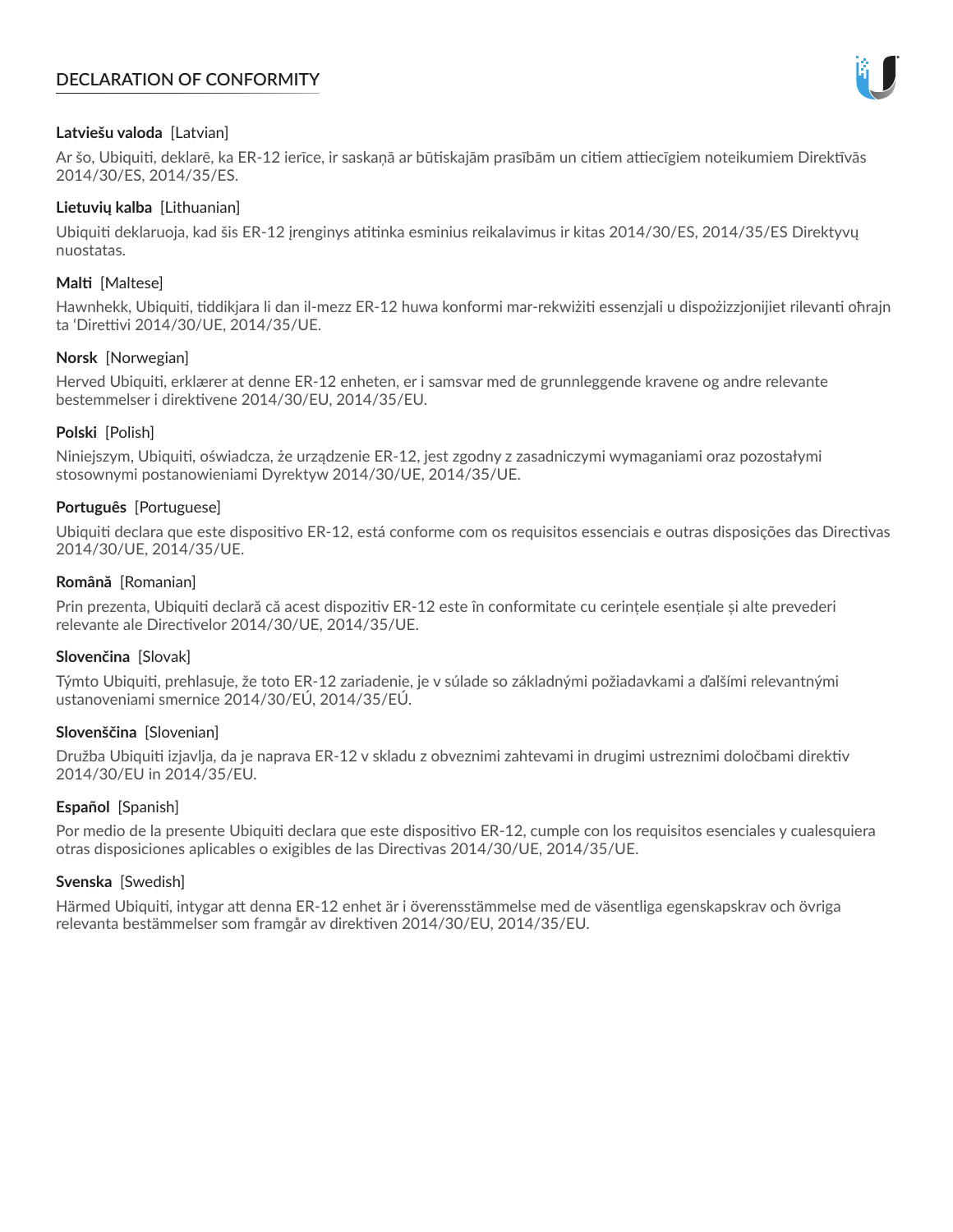# DECLARATION OF CONFORMITY

**Latviešu valoda** [Latvian]

Ar šo, Ubiquiti, deklarē, ka ER-12 ierīce, ir saskaņā ar būtiskajām prasībām un citiem attiecīgiem noteikumiem Direktīvās 2014/30/ES, 2014/35/ES.

**Lietuvių kalba** [Lithuanian]

Ubiquiti deklaruoja, kad šis ER-12 įrenginys atitinka esminius reikalavimus ir kitas 2014/30/ES, 2014/35/ES Direktyvų nuostatas.

**Malti** [Maltese]

Hawnhekk, Ubiquiti, tiddikjara li dan il-mezz ER-12 huwa konformi mar-rekwiżiti essenzjali u dispożizzjonijiet rilevanti oħrajn ta 'Direttivi 2014/30/UE, 2014/35/UE.

**Norsk** [Norwegian]

Herved Ubiquiti, erklærer at denne ER-12 enheten, er i samsvar med de grunnleggende kravene og andre relevante bestemmelser i direktivene 2014/30/EU, 2014/35/EU.

**Polski** [Polish]

Niniejszym, Ubiquiti, oświadcza, że urządzenie ER-12, jest zgodny z zasadniczymi wymaganiami oraz pozostałymi stosownymi postanowieniami Dyrektyw 2014/30/UE, 2014/35/UE.

**Português** [Portuguese]

Ubiquiti declara que este dispositivo ER-12, está conforme com os requisitos essenciais e outras disposições das Directivas 2014/30/UE, 2014/35/UE.

**Română** [Romanian]

Prin prezenta, Ubiquiti declară că acest dispozitiv ER-12 este în conformitate cu cerințele esențiale și alte prevederi relevante ale Directivelor 2014/30/UE, 2014/35/UE.

**Slovenčina** [Slovak]

Týmto Ubiquiti, prehlasuje, že toto ER-12 zariadenie, je v súlade so základnými požiadavkami a ďalšími relevantnými ustanoveniami smernice 2014/30/EÚ, 2014/35/EÚ.

**Slovenščina** [Slovenian]

Družba Ubiquiti izjavlja, da je naprava ER-12 v skladu z obveznimi zahtevami in drugimi ustreznimi določbami direktiv 2014/30/EU in 2014/35/EU.

**Español** [Spanish]

Por medio de la presente Ubiquiti declara que este dispositivo ER-12, cumple con los requisitos esenciales y cualesquiera otras disposiciones aplicables o exigibles de las Directivas 2014/30/UE, 2014/35/UE.

**Svenska** [Swedish]

Härmed Ubiquiti, intygar att denna ER-12 enhet är i överensstämmelse med de väsentliga egenskapskrav och övriga relevanta bestämmelser som framgår av direktiven 2014/30/EU, 2014/35/EU.